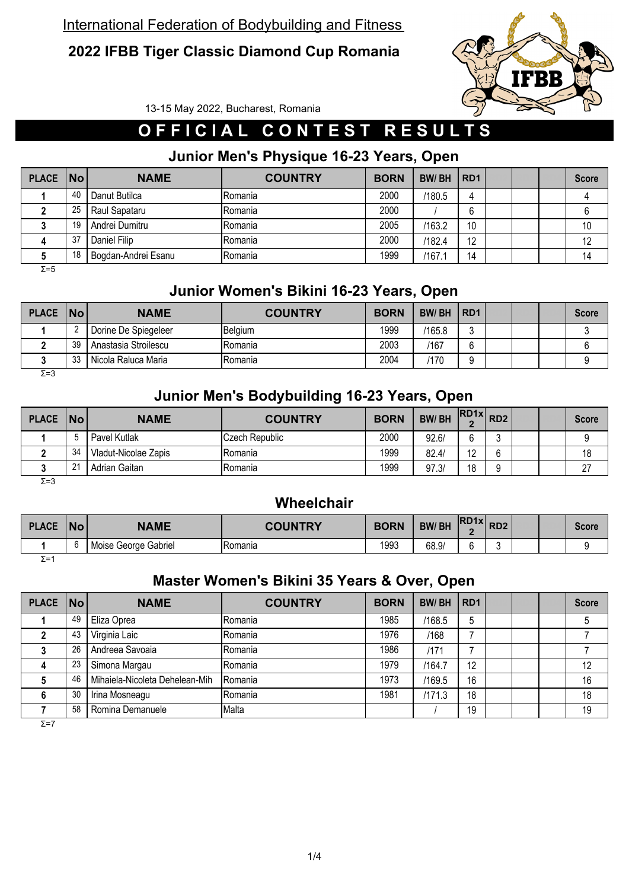International Federation of Bodybuilding and Fitness

# 2022 IFBB Tiger Classic Diamond Cup Romania

13-15 May 2022, Bucharest, Romania

## OFFICIAL CONTEST RESULTS

### Junior Men's Physique 16-23 Years, Open

| PLACE | No | NAME | COUNTRY | BORN | BW/ BH | RD1 | | | | Score |
|---|---|---|---|---|---|---|---|---|---|---|
| 1 | 40 | Danut Butilca | Romania | 2000 | /180.5 | 4 | | | | 4 |
| 2 | 25 | Raul Sapataru | Romania | 2000 | / | 6 | | | | 6 |
| 3 | 19 | Andrei Dumitru | Romania | 2005 | /163.2 | 10 | | | | 10 |
| 4 | 37 | Daniel Filip | Romania | 2000 | /182.4 | 12 | | | | 12 |
| 5 | 18 | Bogdan-Andrei Esanu | Romania | 1999 | /167.1 | 14 | | | | 14 |

Σ=5

### Junior Women's Bikini 16-23 Years, Open

| PLACE | No | NAME | COUNTRY | BORN | BW/ BH | RD1 | | | | Score |
|---|---|---|---|---|---|---|---|---|---|---|
| 1 | 2 | Dorine De Spiegeleer | Belgium | 1999 | /165.8 | 3 | | | | 3 |
| 2 | 39 | Anastasia Stroilescu | Romania | 2003 | /167 | 6 | | | | 6 |
| 3 | 33 | Nicola Raluca Maria | Romania | 2004 | /170 | 9 | | | | 9 |

Σ=3

### Junior Men's Bodybuilding 16-23 Years, Open

| PLACE | No | NAME | COUNTRY | BORN | BW/ BH | RD1x2 | RD2 | | | Score |
|---|---|---|---|---|---|---|---|---|---|---|
| 1 | 5 | Pavel Kutlak | Czech Republic | 2000 | 92.6/ | 6 | 3 | | | 9 |
| 2 | 34 | Vladut-Nicolae Zapis | Romania | 1999 | 82.4/ | 12 | 6 | | | 18 |
| 3 | 21 | Adrian Gaitan | Romania | 1999 | 97.3/ | 18 | 9 | | | 27 |

Σ=3

### Wheelchair

| PLACE | No | NAME | COUNTRY | BORN | BW/ BH | RD1x2 | RD2 | | | Score |
|---|---|---|---|---|---|---|---|---|---|---|
| 1 | 6 | Moise George Gabriel | Romania | 1993 | 68.9/ | 6 | 3 | | | 9 |

Σ=1

### Master Women's Bikini 35 Years & Over, Open

| PLACE | No | NAME | COUNTRY | BORN | BW/ BH | RD1 | | | | Score |
|---|---|---|---|---|---|---|---|---|---|---|
| 1 | 49 | Eliza Oprea | Romania | 1985 | /168.5 | 5 | | | | 5 |
| 2 | 43 | Virginia Laic | Romania | 1976 | /168 | 7 | | | | 7 |
| 3 | 26 | Andreea Savoaia | Romania | 1986 | /171 | 7 | | | | 7 |
| 4 | 23 | Simona Margau | Romania | 1979 | /164.7 | 12 | | | | 12 |
| 5 | 46 | Mihaiela-Nicoleta Dehelean-Mih | Romania | 1973 | /169.5 | 16 | | | | 16 |
| 6 | 30 | Irina Mosneagu | Romania | 1981 | /171.3 | 18 | | | | 18 |
| 7 | 58 | Romina Demanuele | Malta | | / | 19 | | | | 19 |

Σ=7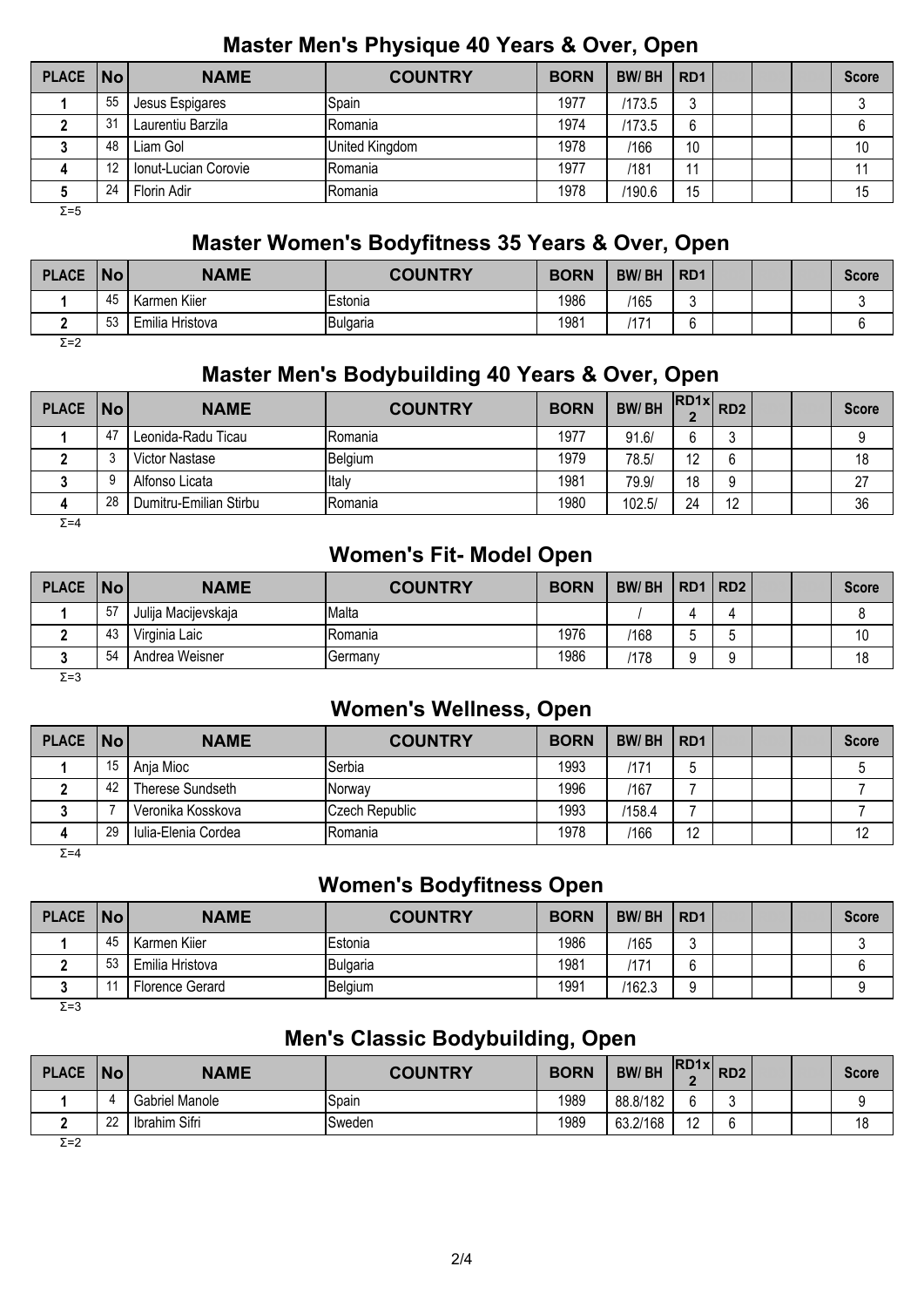## Master Men's Physique 40 Years & Over, Open

| PLACE | No | NAME | COUNTRY | BORN | BW/ BH | RD1 | | | | Score |
|---|---|---|---|---|---|---|---|---|---|---|
| 1 | 55 | Jesus Espigares | Spain | 1977 | /173.5 | 3 | | | | 3 |
| 2 | 31 | Laurentiu Barzila | Romania | 1974 | /173.5 | 6 | | | | 6 |
| 3 | 48 | Liam Gol | United Kingdom | 1978 | /166 | 10 | | | | 10 |
| 4 | 12 | Ionut-Lucian Corovie | Romania | 1977 | /181 | 11 | | | | 11 |
| 5 | 24 | Florin Adir | Romania | 1978 | /190.6 | 15 | | | | 15 |

Σ=5

## Master Women's Bodyfitness 35 Years & Over, Open

| PLACE | No | NAME | COUNTRY | BORN | BW/ BH | RD1 | | | | Score |
|---|---|---|---|---|---|---|---|---|---|---|
| 1 | 45 | Karmen Kiier | Estonia | 1986 | /165 | 3 | | | | 3 |
| 2 | 53 | Emilia Hristova | Bulgaria | 1981 | /171 | 6 | | | | 6 |

Σ=2

## Master Men's Bodybuilding 40 Years & Over, Open

| PLACE | No | NAME | COUNTRY | BORN | BW/ BH | RD1x 2 | RD2 | | | Score |
|---|---|---|---|---|---|---|---|---|---|---|
| 1 | 47 | Leonida-Radu Ticau | Romania | 1977 | 91.6/ | 6 | 3 | | | 9 |
| 2 | 3 | Victor Nastase | Belgium | 1979 | 78.5/ | 12 | 6 | | | 18 |
| 3 | 9 | Alfonso Licata | Italy | 1981 | 79.9/ | 18 | 9 | | | 27 |
| 4 | 28 | Dumitru-Emilian Stirbu | Romania | 1980 | 102.5/ | 24 | 12 | | | 36 |

Σ=4

## Women's Fit- Model Open

| PLACE | No | NAME | COUNTRY | BORN | BW/ BH | RD1 | RD2 | | | Score |
|---|---|---|---|---|---|---|---|---|---|---|
| 1 | 57 | Julija Macijevskaja | Malta | | / | 4 | 4 | | | 8 |
| 2 | 43 | Virginia Laic | Romania | 1976 | /168 | 5 | 5 | | | 10 |
| 3 | 54 | Andrea Weisner | Germany | 1986 | /178 | 9 | 9 | | | 18 |

Σ=3

## Women's Wellness, Open

| PLACE | No | NAME | COUNTRY | BORN | BW/ BH | RD1 | | | | Score |
|---|---|---|---|---|---|---|---|---|---|---|
| 1 | 15 | Anja Mioc | Serbia | 1993 | /171 | 5 | | | | 5 |
| 2 | 42 | Therese Sundseth | Norway | 1996 | /167 | 7 | | | | 7 |
| 3 | 7 | Veronika Kosskova | Czech Republic | 1993 | /158.4 | 7 | | | | 7 |
| 4 | 29 | Iulia-Elenia Cordea | Romania | 1978 | /166 | 12 | | | | 12 |

Σ=4

## Women's Bodyfitness Open

| PLACE | No | NAME | COUNTRY | BORN | BW/ BH | RD1 | | | | Score |
|---|---|---|---|---|---|---|---|---|---|---|
| 1 | 45 | Karmen Kiier | Estonia | 1986 | /165 | 3 | | | | 3 |
| 2 | 53 | Emilia Hristova | Bulgaria | 1981 | /171 | 6 | | | | 6 |
| 3 | 11 | Florence Gerard | Belgium | 1991 | /162.3 | 9 | | | | 9 |

Σ=3

## Men's Classic Bodybuilding, Open

| PLACE | No | NAME | COUNTRY | BORN | BW/ BH | RD1x 2 | RD2 | | | Score |
|---|---|---|---|---|---|---|---|---|---|---|
| 1 | 4 | Gabriel Manole | Spain | 1989 | 88.8/182 | 6 | 3 | | | 9 |
| 2 | 22 | Ibrahim Sifri | Sweden | 1989 | 63.2/168 | 12 | 6 | | | 18 |

Σ=2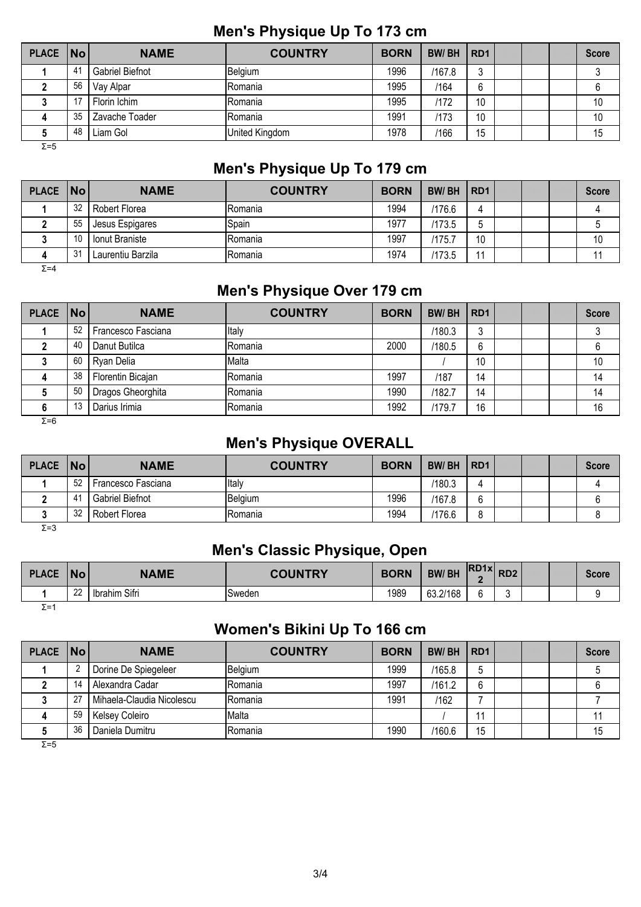## Men's Physique Up To 173 cm

| PLACE | No | NAME | COUNTRY | BORN | BW/ BH | RD1 | | | | Score |
|---|---|---|---|---|---|---|---|---|---|---|
| 1 | 41 | Gabriel Biefnot | Belgium | 1996 | /167.8 | 3 | | | | 3 |
| 2 | 56 | Vay Alpar | Romania | 1995 | /164 | 6 | | | | 6 |
| 3 | 17 | Florin Ichim | Romania | 1995 | /172 | 10 | | | | 10 |
| 4 | 35 | Zavache Toader | Romania | 1991 | /173 | 10 | | | | 10 |
| 5 | 48 | Liam Gol | United Kingdom | 1978 | /166 | 15 | | | | 15 |

Σ=5

## Men's Physique Up To 179 cm

| PLACE | No | NAME | COUNTRY | BORN | BW/ BH | RD1 | | | | Score |
|---|---|---|---|---|---|---|---|---|---|---|
| 1 | 32 | Robert Florea | Romania | 1994 | /176.6 | 4 | | | | 4 |
| 2 | 55 | Jesus Espigares | Spain | 1977 | /173.5 | 5 | | | | 5 |
| 3 | 10 | Ionut Braniste | Romania | 1997 | /175.7 | 10 | | | | 10 |
| 4 | 31 | Laurentiu Barzila | Romania | 1974 | /173.5 | 11 | | | | 11 |

Σ=4

## Men's Physique Over 179 cm

| PLACE | No | NAME | COUNTRY | BORN | BW/ BH | RD1 | | | | Score |
|---|---|---|---|---|---|---|---|---|---|---|
| 1 | 52 | Francesco Fasciana | Italy | | /180.3 | 3 | | | | 3 |
| 2 | 40 | Danut Butilca | Romania | 2000 | /180.5 | 6 | | | | 6 |
| 3 | 60 | Ryan Delia | Malta | | / | 10 | | | | 10 |
| 4 | 38 | Florentin Bicajan | Romania | 1997 | /187 | 14 | | | | 14 |
| 5 | 50 | Dragos Gheorghita | Romania | 1990 | /182.7 | 14 | | | | 14 |
| 6 | 13 | Darius Irimia | Romania | 1992 | /179.7 | 16 | | | | 16 |

Σ=6

## Men's Physique OVERALL

| PLACE | No | NAME | COUNTRY | BORN | BW/ BH | RD1 | | | | Score |
|---|---|---|---|---|---|---|---|---|---|---|
| 1 | 52 | Francesco Fasciana | Italy | | /180.3 | 4 | | | | 4 |
| 2 | 41 | Gabriel Biefnot | Belgium | 1996 | /167.8 | 6 | | | | 6 |
| 3 | 32 | Robert Florea | Romania | 1994 | /176.6 | 8 | | | | 8 |

Σ=3

## Men's Classic Physique, Open

| PLACE | No | NAME | COUNTRY | BORN | BW/ BH | RD1x 2 | RD2 | | | Score |
|---|---|---|---|---|---|---|---|---|---|---|
| 1 | 22 | Ibrahim Sifri | Sweden | 1989 | 63.2/168 | 6 | 3 | | | 9 |

Σ=1

## Women's Bikini Up To 166 cm

| PLACE | No | NAME | COUNTRY | BORN | BW/ BH | RD1 | | | | Score |
|---|---|---|---|---|---|---|---|---|---|---|
| 1 | 2 | Dorine De Spiegeleer | Belgium | 1999 | /165.8 | 5 | | | | 5 |
| 2 | 14 | Alexandra Cadar | Romania | 1997 | /161.2 | 6 | | | | 6 |
| 3 | 27 | Mihaela-Claudia Nicolescu | Romania | 1991 | /162 | 7 | | | | 7 |
| 4 | 59 | Kelsey Coleiro | Malta | | / | 11 | | | | 11 |
| 5 | 36 | Daniela Dumitru | Romania | 1990 | /160.6 | 15 | | | | 15 |

Σ=5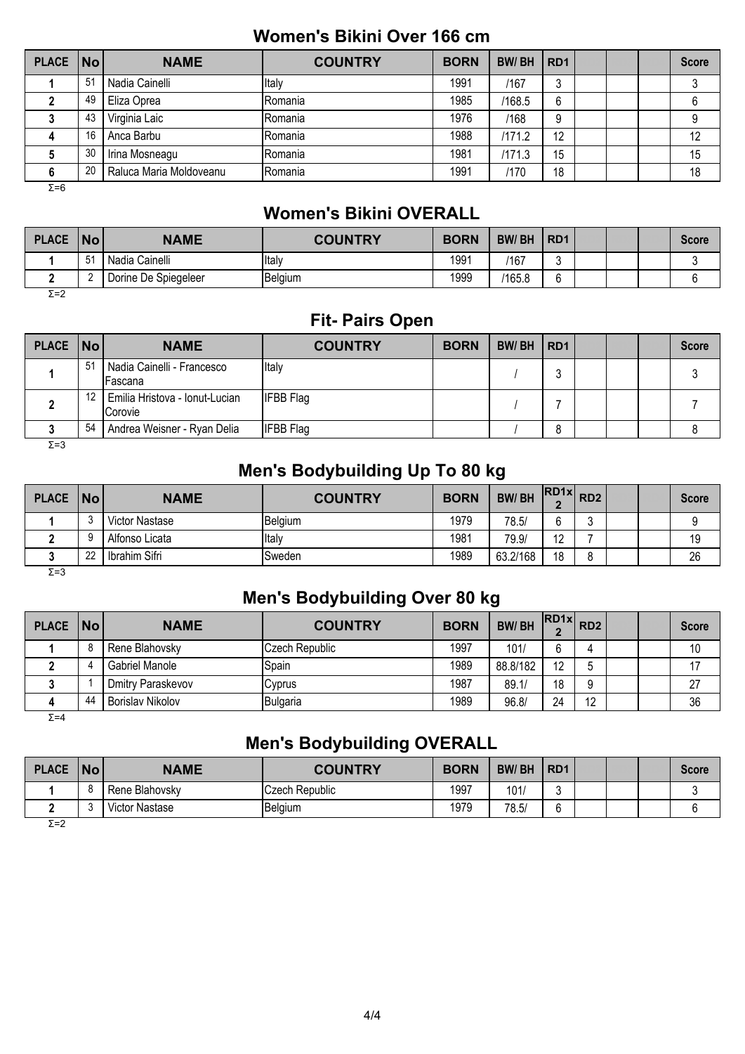## Women's Bikini Over 166 cm

| PLACE | No | NAME | COUNTRY | BORN | BW/ BH | RD1 | | | | Score |
|---|---|---|---|---|---|---|---|---|---|---|
| 1 | 51 | Nadia Cainelli | Italy | 1991 | /167 | 3 | | | | 3 |
| 2 | 49 | Eliza Oprea | Romania | 1985 | /168.5 | 6 | | | | 6 |
| 3 | 43 | Virginia Laic | Romania | 1976 | /168 | 9 | | | | 9 |
| 4 | 16 | Anca Barbu | Romania | 1988 | /171.2 | 12 | | | | 12 |
| 5 | 30 | Irina Mosneagu | Romania | 1981 | /171.3 | 15 | | | | 15 |
| 6 | 20 | Raluca Maria Moldoveanu | Romania | 1991 | /170 | 18 | | | | 18 |

Σ=6

## Women's Bikini OVERALL

| PLACE | No | NAME | COUNTRY | BORN | BW/ BH | RD1 | | | | Score |
|---|---|---|---|---|---|---|---|---|---|---|
| 1 | 51 | Nadia Cainelli | Italy | 1991 | /167 | 3 | | | | 3 |
| 2 | 2 | Dorine De Spiegeleer | Belgium | 1999 | /165.8 | 6 | | | | 6 |

Σ=2

## Fit- Pairs Open

| PLACE | No | NAME | COUNTRY | BORN | BW/ BH | RD1 | | | | Score |
|---|---|---|---|---|---|---|---|---|---|---|
| 1 | 51 | Nadia Cainelli - Francesco Fascana | Italy | | / | 3 | | | | 3 |
| 2 | 12 | Emilia Hristova - Ionut-Lucian Corovie | IFBB Flag | | / | 7 | | | | 7 |
| 3 | 54 | Andrea Weisner - Ryan Delia | IFBB Flag | | / | 8 | | | | 8 |

Σ=3

## Men's Bodybuilding Up To 80 kg

| PLACE | No | NAME | COUNTRY | BORN | BW/ BH | RD1x 2 | RD2 | | | Score |
|---|---|---|---|---|---|---|---|---|---|---|
| 1 | 3 | Victor Nastase | Belgium | 1979 | 78.5/ | 6 | 3 | | | 9 |
| 2 | 9 | Alfonso Licata | Italy | 1981 | 79.9/ | 12 | 7 | | | 19 |
| 3 | 22 | Ibrahim Sifri | Sweden | 1989 | 63.2/168 | 18 | 8 | | | 26 |

Σ=3

## Men's Bodybuilding Over 80 kg

| PLACE | No | NAME | COUNTRY | BORN | BW/ BH | RD1x 2 | RD2 | | | Score |
|---|---|---|---|---|---|---|---|---|---|---|
| 1 | 8 | Rene Blahovsky | Czech Republic | 1997 | 101/ | 6 | 4 | | | 10 |
| 2 | 4 | Gabriel Manole | Spain | 1989 | 88.8/182 | 12 | 5 | | | 17 |
| 3 | 1 | Dmitry Paraskevov | Cyprus | 1987 | 89.1/ | 18 | 9 | | | 27 |
| 4 | 44 | Borislav Nikolov | Bulgaria | 1989 | 96.8/ | 24 | 12 | | | 36 |

Σ=4

## Men's Bodybuilding OVERALL

| PLACE | No | NAME | COUNTRY | BORN | BW/ BH | RD1 | | | | Score |
|---|---|---|---|---|---|---|---|---|---|---|
| 1 | 8 | Rene Blahovsky | Czech Republic | 1997 | 101/ | 3 | | | | 3 |
| 2 | 3 | Victor Nastase | Belgium | 1979 | 78.5/ | 6 | | | | 6 |

Σ=2